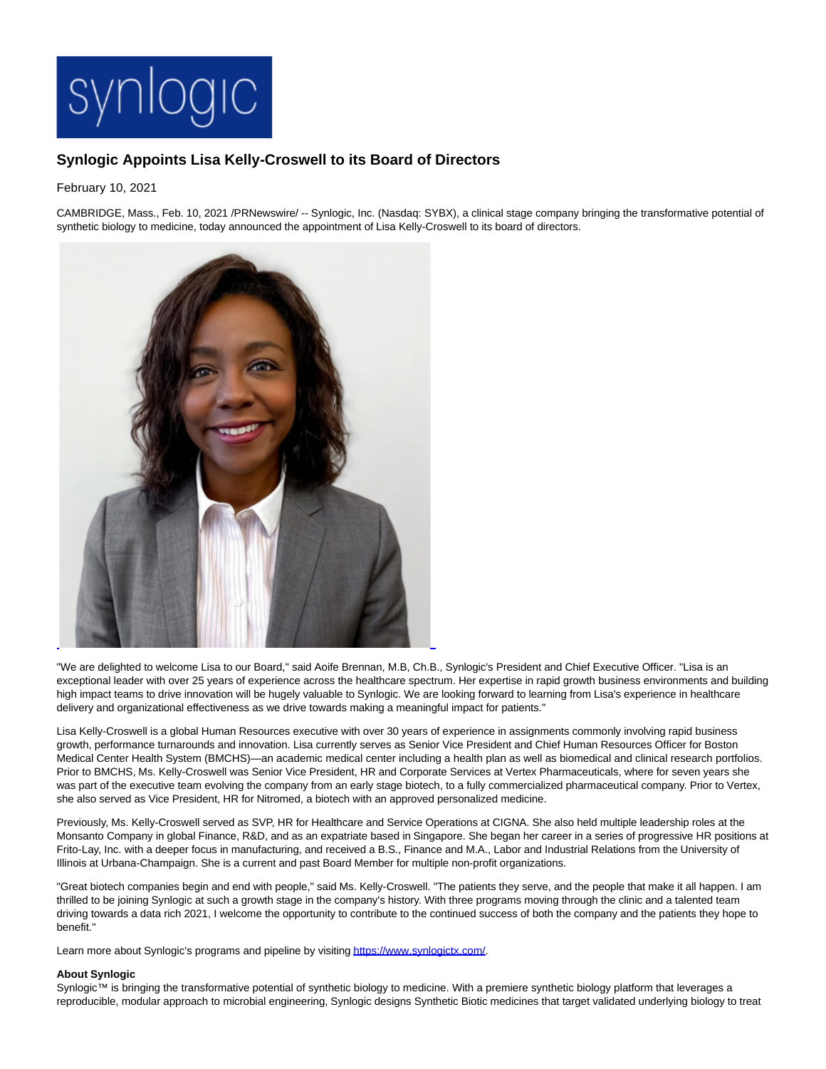synlogic

# Synlogic Appoints Lisa Kelly-Croswell to its Board of Directors

February 10, 2021

CAMBRIDGE, Mass., Feb. 10, 2021 /PRNewswire/ -- Synlogic, Inc. (Nasdaq: SYBX), a clinical stage company bringing the transformative potential of synthetic biology to medicine, today announced the appointment of Lisa Kelly-Croswell to its board of directors.

"We are delighted to welcome Lisa to our Board," said Aoife Brennan, M.B, Ch.B., Synlogic's President and Chief Executive Officer. "Lisa is an exceptional leader with over 25 years of experience across the healthcare spectrum. Her expertise in rapid growth business environments and building high impact teams to drive innovation will be hugely valuable to Synlogic. We are looking forward to learning from Lisa's experience in healthcare delivery and organizational effectiveness as we drive towards making a meaningful impact for patients."

Lisa Kelly-Croswell is a global Human Resources executive with over 30 years of experience in assignments commonly involving rapid business growth, performance turnarounds and innovation. Lisa currently serves as Senior Vice President and Chief Human Resources Officer for Boston Medical Center Health System (BMCHS)—an academic medical center including a health plan as well as biomedical and clinical research portfolios. Prior to BMCHS, Ms. Kelly-Croswell was Senior Vice President, HR and Corporate Services at Vertex Pharmaceuticals, where for seven years she was part of the executive team evolving the company from an early stage biotech, to a fully commercialized pharmaceutical company. Prior to Vertex, she also served as Vice President, HR for Nitromed, a biotech with an approved personalized medicine.

Previously, Ms. Kelly-Croswell served as SVP, HR for Healthcare and Service Operations at CIGNA. She also held multiple leadership roles at the Monsanto Company in global Finance, R&D, and as an expatriate based in Singapore. She began her career in a series of progressive HR positions at Frito-Lay, Inc. with a deeper focus in manufacturing, and received a B.S., Finance and M.A., Labor and Industrial Relations from the University of Illinois at Urbana-Champaign. She is a current and past Board Member for multiple non-profit organizations.

"Great biotech companies begin and end with people," said Ms. Kelly-Croswell. "The patients they serve, and the people that make it all happen. I am thrilled to be joining Synlogic at such a growth stage in the company's history. With three programs moving through the clinic and a talented team driving towards a data rich 2021, I welcome the opportunity to contribute to the continued success of both the company and the patients they hope to benefit."

Learn more about Synlogic's programs and pipeline by visiting https://www.synlogictx.com/.

**About Synlogic**

Synlogic™ is bringing the transformative potential of synthetic biology to medicine. With a premiere synthetic biology platform that leverages a reproducible, modular approach to microbial engineering, Synlogic designs Synthetic Biotic medicines that target validated underlying biology to treat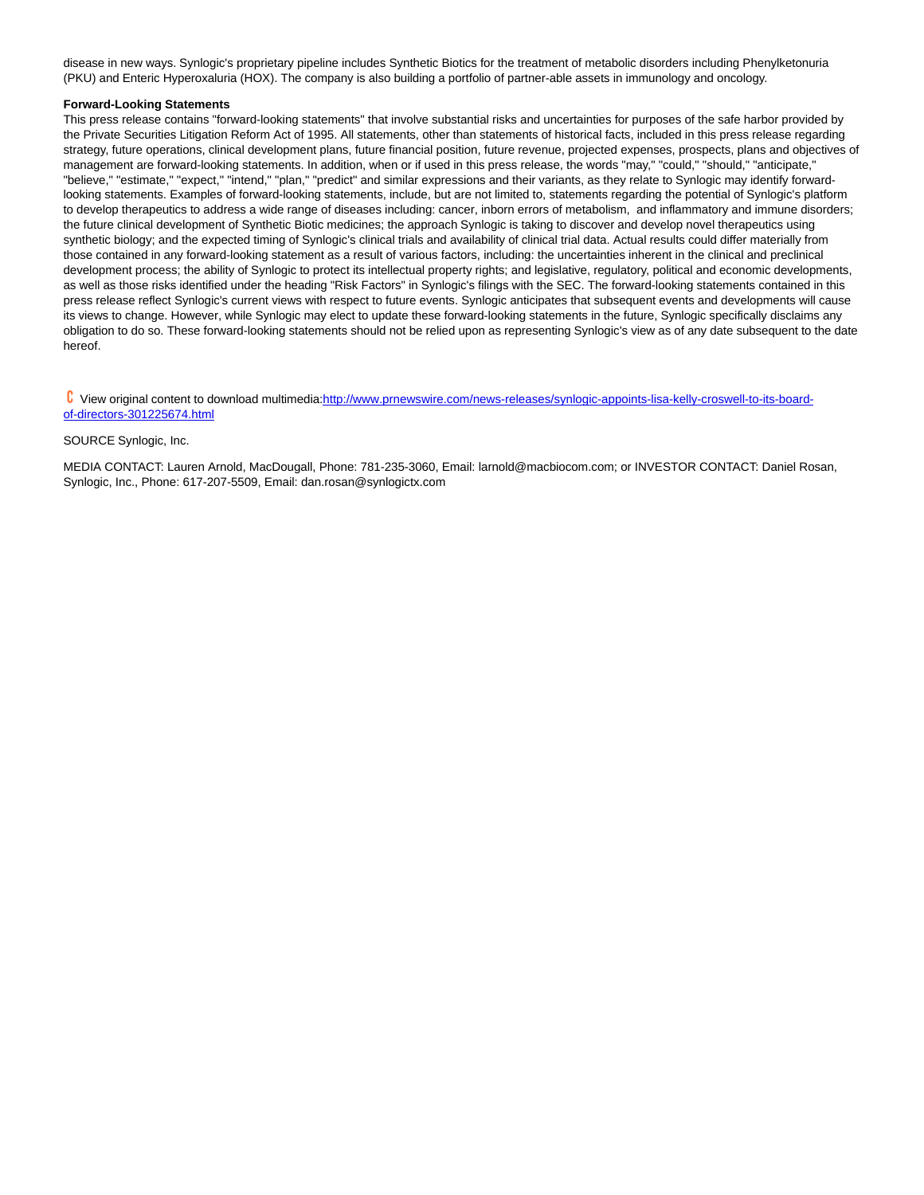disease in new ways. Synlogic's proprietary pipeline includes Synthetic Biotics for the treatment of metabolic disorders including Phenylketonuria (PKU) and Enteric Hyperoxaluria (HOX). The company is also building a portfolio of partner-able assets in immunology and oncology.

**Forward-Looking Statements**

This press release contains "forward-looking statements" that involve substantial risks and uncertainties for purposes of the safe harbor provided by the Private Securities Litigation Reform Act of 1995. All statements, other than statements of historical facts, included in this press release regarding strategy, future operations, clinical development plans, future financial position, future revenue, projected expenses, prospects, plans and objectives of management are forward-looking statements. In addition, when or if used in this press release, the words "may," "could," "should," "anticipate," "believe," "estimate," "expect," "intend," "plan," "predict" and similar expressions and their variants, as they relate to Synlogic may identify forward-looking statements. Examples of forward-looking statements, include, but are not limited to, statements regarding the potential of Synlogic's platform to develop therapeutics to address a wide range of diseases including: cancer, inborn errors of metabolism, and inflammatory and immune disorders; the future clinical development of Synthetic Biotic medicines; the approach Synlogic is taking to discover and develop novel therapeutics using synthetic biology; and the expected timing of Synlogic's clinical trials and availability of clinical trial data. Actual results could differ materially from those contained in any forward-looking statement as a result of various factors, including: the uncertainties inherent in the clinical and preclinical development process; the ability of Synlogic to protect its intellectual property rights; and legislative, regulatory, political and economic developments, as well as those risks identified under the heading "Risk Factors" in Synlogic's filings with the SEC. The forward-looking statements contained in this press release reflect Synlogic's current views with respect to future events. Synlogic anticipates that subsequent events and developments will cause its views to change. However, while Synlogic may elect to update these forward-looking statements in the future, Synlogic specifically disclaims any obligation to do so. These forward-looking statements should not be relied upon as representing Synlogic's view as of any date subsequent to the date hereof.

View original content to download multimedia:http://www.prnewswire.com/news-releases/synlogic-appoints-lisa-kelly-croswell-to-its-board-of-directors-301225674.html

SOURCE Synlogic, Inc.

MEDIA CONTACT: Lauren Arnold, MacDougall, Phone: 781-235-3060, Email: larnold@macbiocom.com; or INVESTOR CONTACT: Daniel Rosan, Synlogic, Inc., Phone: 617-207-5509, Email: dan.rosan@synlogictx.com